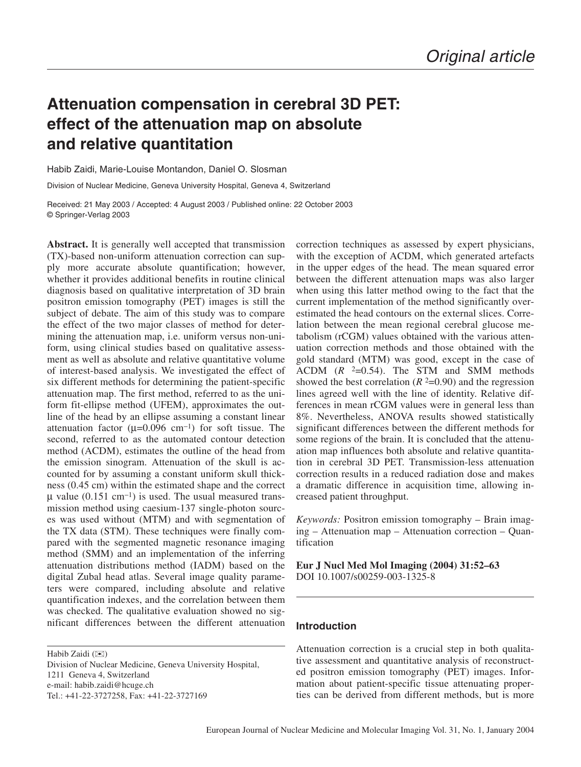Original article

# Attenuation compensation in cerebral 3D PET: effect of the attenuation map on absolute and relative quantitation

Habib Zaidi, Marie-Louise Montandon, Daniel O. Slosman

Division of Nuclear Medicine, Geneva University Hospital, Geneva 4, Switzerland

Received: 21 May 2003 / Accepted: 4 August 2003 / Published online: 22 October 2003
© Springer-Verlag 2003

**Abstract.** It is generally well accepted that transmission (TX)-based non-uniform attenuation correction can supply more accurate absolute quantification; however, whether it provides additional benefits in routine clinical diagnosis based on qualitative interpretation of 3D brain positron emission tomography (PET) images is still the subject of debate. The aim of this study was to compare the effect of the two major classes of method for determining the attenuation map, i.e. uniform versus non-uniform, using clinical studies based on qualitative assessment as well as absolute and relative quantitative volume of interest-based analysis. We investigated the effect of six different methods for determining the patient-specific attenuation map. The first method, referred to as the uniform fit-ellipse method (UFEM), approximates the outline of the head by an ellipse assuming a constant linear attenuation factor ($\mu$=0.096 cm$^{-1}$) for soft tissue. The second, referred to as the automated contour detection method (ACDM), estimates the outline of the head from the emission sinogram. Attenuation of the skull is accounted for by assuming a constant uniform skull thickness (0.45 cm) within the estimated shape and the correct $\mu$ value (0.151 cm$^{-1}$) is used. The usual measured transmission method using caesium-137 single-photon sources was used without (MTM) and with segmentation of the TX data (STM). These techniques were finally compared with the segmented magnetic resonance imaging method (SMM) and an implementation of the inferring attenuation distributions method (IADM) based on the digital Zubal head atlas. Several image quality parameters were compared, including absolute and relative quantification indexes, and the correlation between them was checked. The qualitative evaluation showed no significant differences between the different attenuation correction techniques as assessed by expert physicians, with the exception of ACDM, which generated artefacts in the upper edges of the head. The mean squared error between the different attenuation maps was also larger when using this latter method owing to the fact that the current implementation of the method significantly overestimated the head contours on the external slices. Correlation between the mean regional cerebral glucose metabolism (rCGM) values obtained with the various attenuation correction methods and those obtained with the gold standard (MTM) was good, except in the case of ACDM ($R^2$=0.54). The STM and SMM methods showed the best correlation ($R^2$=0.90) and the regression lines agreed well with the line of identity. Relative differences in mean rCGM values were in general less than 8%. Nevertheless, ANOVA results showed statistically significant differences between the different methods for some regions of the brain. It is concluded that the attenuation map influences both absolute and relative quantitation in cerebral 3D PET. Transmission-less attenuation correction results in a reduced radiation dose and makes a dramatic difference in acquisition time, allowing increased patient throughput.

*Keywords:* Positron emission tomography – Brain imaging – Attenuation map – Attenuation correction – Quantification

**Eur J Nucl Med Mol Imaging (2004) 31:52–63**
DOI 10.1007/s00259-003-1325-8

Habib Zaidi (✉)
Division of Nuclear Medicine, Geneva University Hospital, 1211 Geneva 4, Switzerland
e-mail: habib.zaidi@hcuge.ch
Tel.: +41-22-3727258, Fax: +41-22-3727169

## Introduction

Attenuation correction is a crucial step in both qualitative assessment and quantitative analysis of reconstructed positron emission tomography (PET) images. Information about patient-specific tissue attenuating properties can be derived from different methods, but is more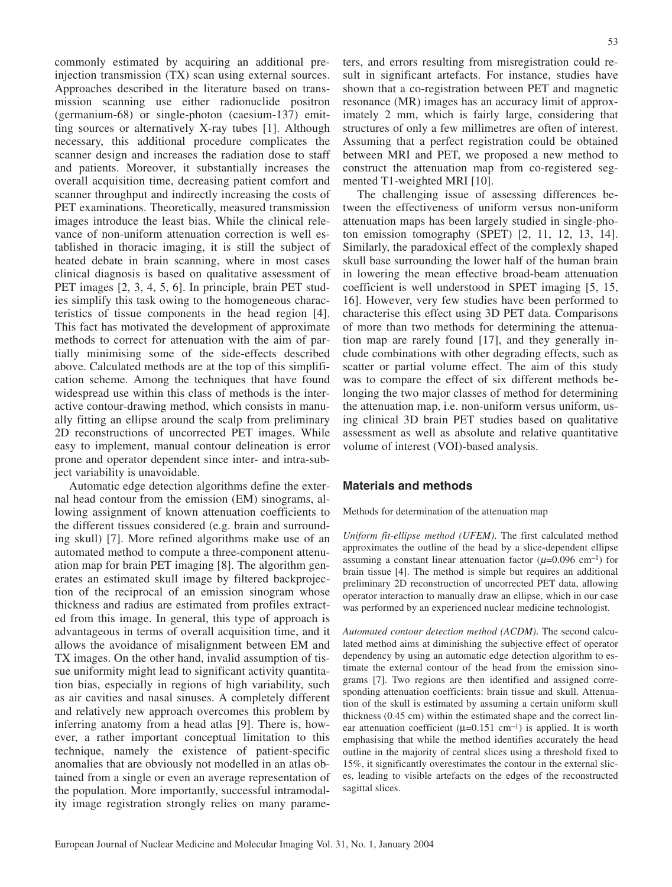commonly estimated by acquiring an additional pre-injection transmission (TX) scan using external sources. Approaches described in the literature based on transmission scanning use either radionuclide positron (germanium-68) or single-photon (caesium-137) emitting sources or alternatively X-ray tubes [1]. Although necessary, this additional procedure complicates the scanner design and increases the radiation dose to staff and patients. Moreover, it substantially increases the overall acquisition time, decreasing patient comfort and scanner throughput and indirectly increasing the costs of PET examinations. Theoretically, measured transmission images introduce the least bias. While the clinical relevance of non-uniform attenuation correction is well established in thoracic imaging, it is still the subject of heated debate in brain scanning, where in most cases clinical diagnosis is based on qualitative assessment of PET images [2, 3, 4, 5, 6]. In principle, brain PET studies simplify this task owing to the homogeneous characteristics of tissue components in the head region [4]. This fact has motivated the development of approximate methods to correct for attenuation with the aim of partially minimising some of the side-effects described above. Calculated methods are at the top of this simplification scheme. Among the techniques that have found widespread use within this class of methods is the interactive contour-drawing method, which consists in manually fitting an ellipse around the scalp from preliminary 2D reconstructions of uncorrected PET images. While easy to implement, manual contour delineation is error prone and operator dependent since inter- and intra-subject variability is unavoidable.

Automatic edge detection algorithms define the external head contour from the emission (EM) sinograms, allowing assignment of known attenuation coefficients to the different tissues considered (e.g. brain and surrounding skull) [7]. More refined algorithms make use of an automated method to compute a three-component attenuation map for brain PET imaging [8]. The algorithm generates an estimated skull image by filtered backprojection of the reciprocal of an emission sinogram whose thickness and radius are estimated from profiles extracted from this image. In general, this type of approach is advantageous in terms of overall acquisition time, and it allows the avoidance of misalignment between EM and TX images. On the other hand, invalid assumption of tissue uniformity might lead to significant activity quantitation bias, especially in regions of high variability, such as air cavities and nasal sinuses. A completely different and relatively new approach overcomes this problem by inferring anatomy from a head atlas [9]. There is, however, a rather important conceptual limitation to this technique, namely the existence of patient-specific anomalies that are obviously not modelled in an atlas obtained from a single or even an average representation of the population. More importantly, successful intramodality image registration strongly relies on many parameters, and errors resulting from misregistration could result in significant artefacts. For instance, studies have shown that a co-registration between PET and magnetic resonance (MR) images has an accuracy limit of approximately 2 mm, which is fairly large, considering that structures of only a few millimetres are often of interest. Assuming that a perfect registration could be obtained between MRI and PET, we proposed a new method to construct the attenuation map from co-registered segmented T1-weighted MRI [10].

The challenging issue of assessing differences between the effectiveness of uniform versus non-uniform attenuation maps has been largely studied in single-photon emission tomography (SPET) [2, 11, 12, 13, 14]. Similarly, the paradoxical effect of the complexly shaped skull base surrounding the lower half of the human brain in lowering the mean effective broad-beam attenuation coefficient is well understood in SPET imaging [5, 15, 16]. However, very few studies have been performed to characterise this effect using 3D PET data. Comparisons of more than two methods for determining the attenuation map are rarely found [17], and they generally include combinations with other degrading effects, such as scatter or partial volume effect. The aim of this study was to compare the effect of six different methods belonging the two major classes of method for determining the attenuation map, i.e. non-uniform versus uniform, using clinical 3D brain PET studies based on qualitative assessment as well as absolute and relative quantitative volume of interest (VOI)-based analysis.

## Materials and methods

Methods for determination of the attenuation map

*Uniform fit-ellipse method (UFEM).* The first calculated method approximates the outline of the head by a slice-dependent ellipse assuming a constant linear attenuation factor ($\mu$=0.096 cm$^{-1}$) for brain tissue [4]. The method is simple but requires an additional preliminary 2D reconstruction of uncorrected PET data, allowing operator interaction to manually draw an ellipse, which in our case was performed by an experienced nuclear medicine technologist.

*Automated contour detection method (ACDM).* The second calculated method aims at diminishing the subjective effect of operator dependency by using an automatic edge detection algorithm to estimate the external contour of the head from the emission sinograms [7]. Two regions are then identified and assigned corresponding attenuation coefficients: brain tissue and skull. Attenuation of the skull is estimated by assuming a certain uniform skull thickness (0.45 cm) within the estimated shape and the correct linear attenuation coefficient ($\mu$=0.151 cm$^{-1}$) is applied. It is worth emphasising that while the method identifies accurately the head outline in the majority of central slices using a threshold fixed to 15%, it significantly overestimates the contour in the external slices, leading to visible artefacts on the edges of the reconstructed sagittal slices.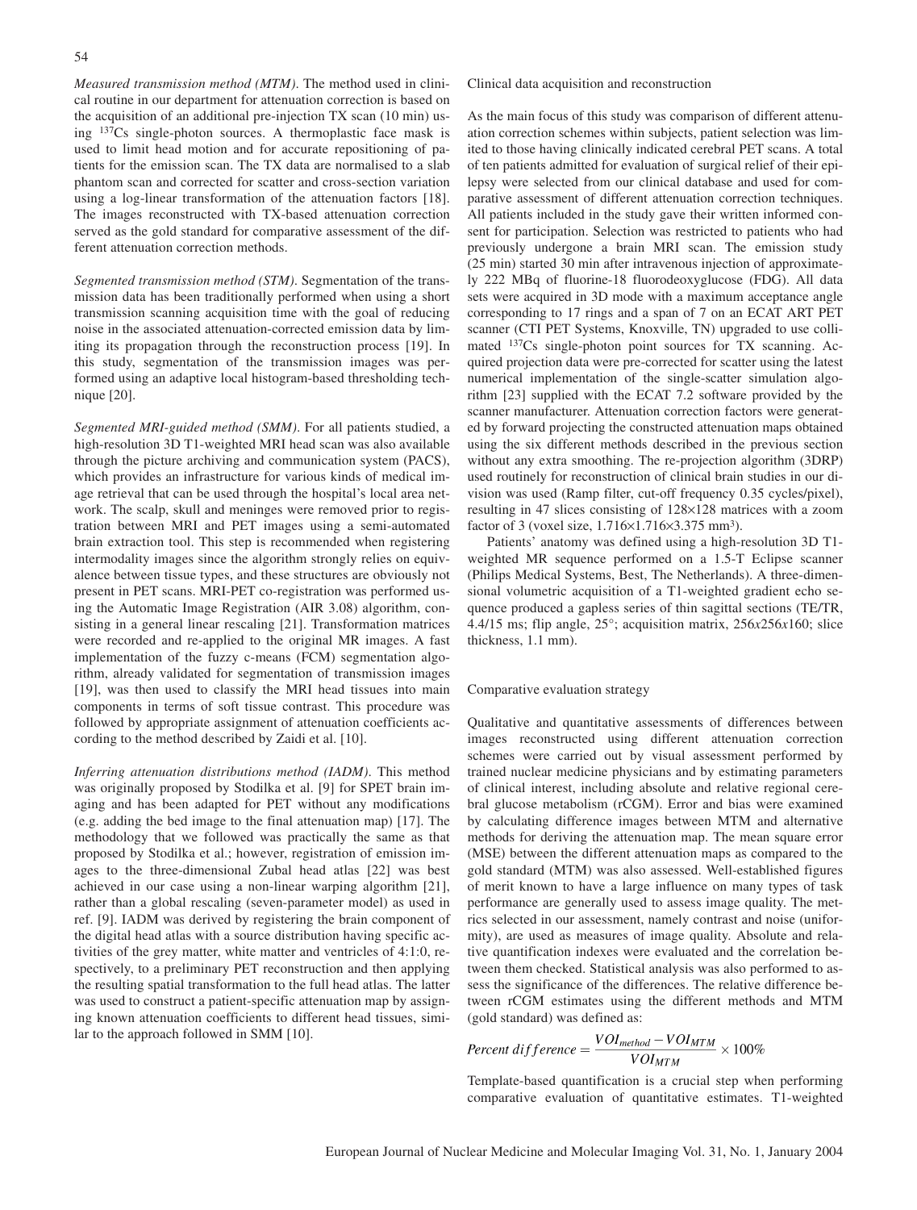*Measured transmission method (MTM)*. The method used in clinical routine in our department for attenuation correction is based on the acquisition of an additional pre-injection TX scan (10 min) using $^{137}$Cs single-photon sources. A thermoplastic face mask is used to limit head motion and for accurate repositioning of patients for the emission scan. The TX data are normalised to a slab phantom scan and corrected for scatter and cross-section variation using a log-linear transformation of the attenuation factors [18]. The images reconstructed with TX-based attenuation correction served as the gold standard for comparative assessment of the different attenuation correction methods.

*Segmented transmission method (STM)*. Segmentation of the transmission data has been traditionally performed when using a short transmission scanning acquisition time with the goal of reducing noise in the associated attenuation-corrected emission data by limiting its propagation through the reconstruction process [19]. In this study, segmentation of the transmission images was performed using an adaptive local histogram-based thresholding technique [20].

*Segmented MRI-guided method (SMM)*. For all patients studied, a high-resolution 3D T1-weighted MRI head scan was also available through the picture archiving and communication system (PACS), which provides an infrastructure for various kinds of medical image retrieval that can be used through the hospital's local area network. The scalp, skull and meninges were removed prior to registration between MRI and PET images using a semi-automated brain extraction tool. This step is recommended when registering intermodality images since the algorithm strongly relies on equivalence between tissue types, and these structures are obviously not present in PET scans. MRI-PET co-registration was performed using the Automatic Image Registration (AIR 3.08) algorithm, consisting in a general linear rescaling [21]. Transformation matrices were recorded and re-applied to the original MR images. A fast implementation of the fuzzy c-means (FCM) segmentation algorithm, already validated for segmentation of transmission images [19], was then used to classify the MRI head tissues into main components in terms of soft tissue contrast. This procedure was followed by appropriate assignment of attenuation coefficients according to the method described by Zaidi et al. [10].

*Inferring attenuation distributions method (IADM)*. This method was originally proposed by Stodilka et al. [9] for SPET brain imaging and has been adapted for PET without any modifications (e.g. adding the bed image to the final attenuation map) [17]. The methodology that we followed was practically the same as that proposed by Stodilka et al.; however, registration of emission images to the three-dimensional Zubal head atlas [22] was best achieved in our case using a non-linear warping algorithm [21], rather than a global rescaling (seven-parameter model) as used in ref. [9]. IADM was derived by registering the brain component of the digital head atlas with a source distribution having specific activities of the grey matter, white matter and ventricles of 4:1:0, respectively, to a preliminary PET reconstruction and then applying the resulting spatial transformation to the full head atlas. The latter was used to construct a patient-specific attenuation map by assigning known attenuation coefficients to different head tissues, similar to the approach followed in SMM [10].

## Clinical data acquisition and reconstruction

As the main focus of this study was comparison of different attenuation correction schemes within subjects, patient selection was limited to those having clinically indicated cerebral PET scans. A total of ten patients admitted for evaluation of surgical relief of their epilepsy were selected from our clinical database and used for comparative assessment of different attenuation correction techniques. All patients included in the study gave their written informed consent for participation. Selection was restricted to patients who had previously undergone a brain MRI scan. The emission study (25 min) started 30 min after intravenous injection of approximately 222 MBq of fluorine-18 fluorodeoxyglucose (FDG). All data sets were acquired in 3D mode with a maximum acceptance angle corresponding to 17 rings and a span of 7 on an ECAT ART PET scanner (CTI PET Systems, Knoxville, TN) upgraded to use collimated $^{137}$Cs single-photon point sources for TX scanning. Acquired projection data were pre-corrected for scatter using the latest numerical implementation of the single-scatter simulation algorithm [23] supplied with the ECAT 7.2 software provided by the scanner manufacturer. Attenuation correction factors were generated by forward projecting the constructed attenuation maps obtained using the six different methods described in the previous section without any extra smoothing. The re-projection algorithm (3DRP) used routinely for reconstruction of clinical brain studies in our division was used (Ramp filter, cut-off frequency 0.35 cycles/pixel), resulting in 47 slices consisting of 128×128 matrices with a zoom factor of 3 (voxel size, 1.716×1.716×3.375 mm$^3$).

Patients' anatomy was defined using a high-resolution 3D T1-weighted MR sequence performed on a 1.5-T Eclipse scanner (Philips Medical Systems, Best, The Netherlands). A three-dimensional volumetric acquisition of a T1-weighted gradient echo sequence produced a gapless series of thin sagittal sections (TE/TR, 4.4/15 ms; flip angle, 25°; acquisition matrix, 256*x*256*x*160; slice thickness, 1.1 mm).

## Comparative evaluation strategy

Qualitative and quantitative assessments of differences between images reconstructed using different attenuation correction schemes were carried out by visual assessment performed by trained nuclear medicine physicians and by estimating parameters of clinical interest, including absolute and relative regional cerebral glucose metabolism (rCGM). Error and bias were examined by calculating difference images between MTM and alternative methods for deriving the attenuation map. The mean square error (MSE) between the different attenuation maps as compared to the gold standard (MTM) was also assessed. Well-established figures of merit known to have a large influence on many types of task performance are generally used to assess image quality. The metrics selected in our assessment, namely contrast and noise (uniformity), are used as measures of image quality. Absolute and relative quantification indexes were evaluated and the correlation between them checked. Statistical analysis was also performed to assess the significance of the differences. The relative difference between rCGM estimates using the different methods and MTM (gold standard) was defined as:

$$Percent\ difference = \frac{VOI_{method} - VOI_{MTM}}{VOI_{MTM}} \times 100\%$$

Template-based quantification is a crucial step when performing comparative evaluation of quantitative estimates. T1-weighted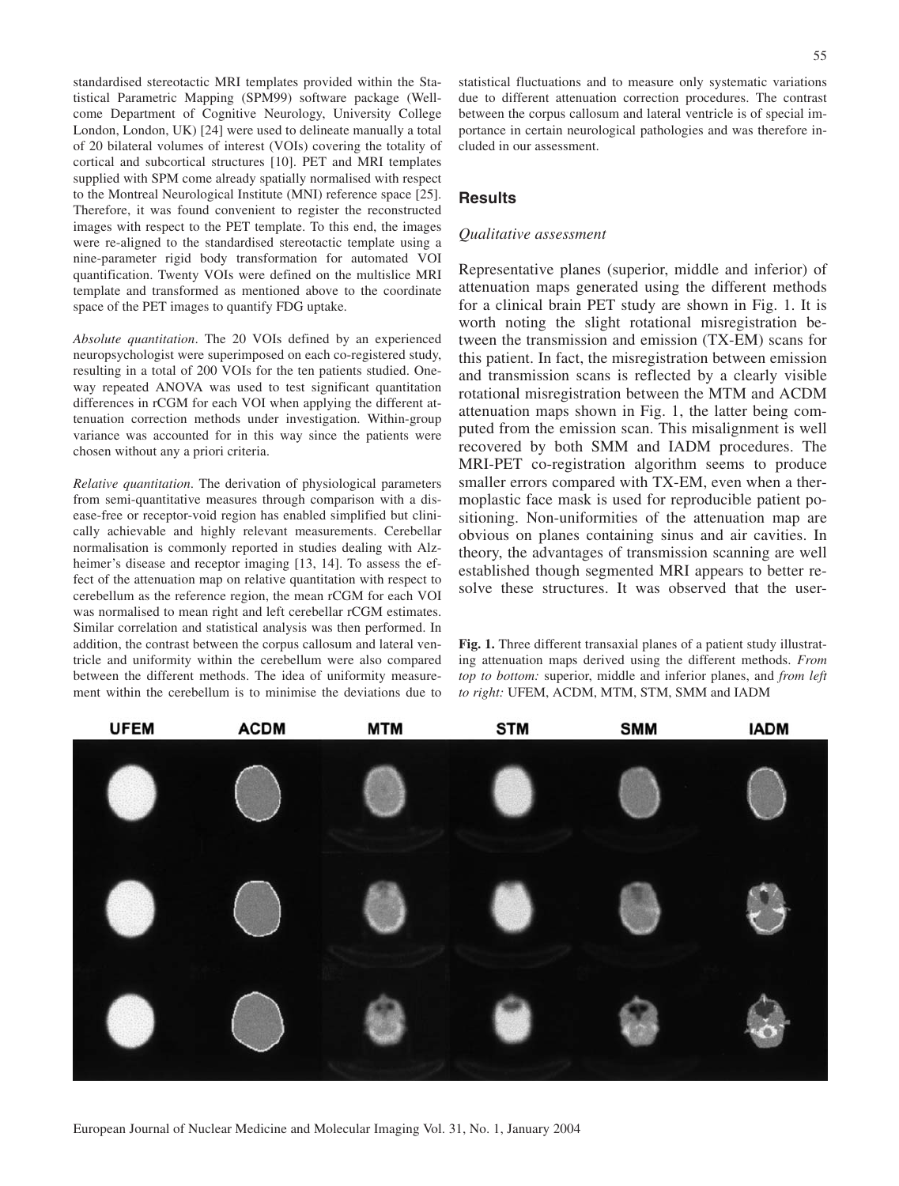standardised stereotactic MRI templates provided within the Statistical Parametric Mapping (SPM99) software package (Wellcome Department of Cognitive Neurology, University College London, London, UK) [24] were used to delineate manually a total of 20 bilateral volumes of interest (VOIs) covering the totality of cortical and subcortical structures [10]. PET and MRI templates supplied with SPM come already spatially normalised with respect to the Montreal Neurological Institute (MNI) reference space [25]. Therefore, it was found convenient to register the reconstructed images with respect to the PET template. To this end, the images were re-aligned to the standardised stereotactic template using a nine-parameter rigid body transformation for automated VOI quantification. Twenty VOIs were defined on the multislice MRI template and transformed as mentioned above to the coordinate space of the PET images to quantify FDG uptake.

*Absolute quantitation*. The 20 VOIs defined by an experienced neuropsychologist were superimposed on each co-registered study, resulting in a total of 200 VOIs for the ten patients studied. One-way repeated ANOVA was used to test significant quantitation differences in rCGM for each VOI when applying the different attenuation correction methods under investigation. Within-group variance was accounted for in this way since the patients were chosen without any a priori criteria.

*Relative quantitation*. The derivation of physiological parameters from semi-quantitative measures through comparison with a disease-free or receptor-void region has enabled simplified but clinically achievable and highly relevant measurements. Cerebellar normalisation is commonly reported in studies dealing with Alzheimer's disease and receptor imaging [13, 14]. To assess the effect of the attenuation map on relative quantitation with respect to cerebellum as the reference region, the mean rCGM for each VOI was normalised to mean right and left cerebellar rCGM estimates. Similar correlation and statistical analysis was then performed. In addition, the contrast between the corpus callosum and lateral ventricle and uniformity within the cerebellum were also compared between the different methods. The idea of uniformity measurement within the cerebellum is to minimise the deviations due to statistical fluctuations and to measure only systematic variations due to different attenuation correction procedures. The contrast between the corpus callosum and lateral ventricle is of special importance in certain neurological pathologies and was therefore included in our assessment.

## Results

### *Qualitative assessment*

Representative planes (superior, middle and inferior) of attenuation maps generated using the different methods for a clinical brain PET study are shown in Fig. 1. It is worth noting the slight rotational misregistration between the transmission and emission (TX-EM) scans for this patient. In fact, the misregistration between emission and transmission scans is reflected by a clearly visible rotational misregistration between the MTM and ACDM attenuation maps shown in Fig. 1, the latter being computed from the emission scan. This misalignment is well recovered by both SMM and IADM procedures. The MRI-PET co-registration algorithm seems to produce smaller errors compared with TX-EM, even when a thermoplastic face mask is used for reproducible patient positioning. Non-uniformities of the attenuation map are obvious on planes containing sinus and air cavities. In theory, the advantages of transmission scanning are well established though segmented MRI appears to better resolve these structures. It was observed that the user-

UFEM
ACDM
MTM
STM
SMM
IADM

**Fig. 1.** Three different transaxial planes of a patient study illustrating attenuation maps derived using the different methods. *From top to bottom:* superior, middle and inferior planes, and *from left to right:* UFEM, ACDM, MTM, STM, SMM and IADM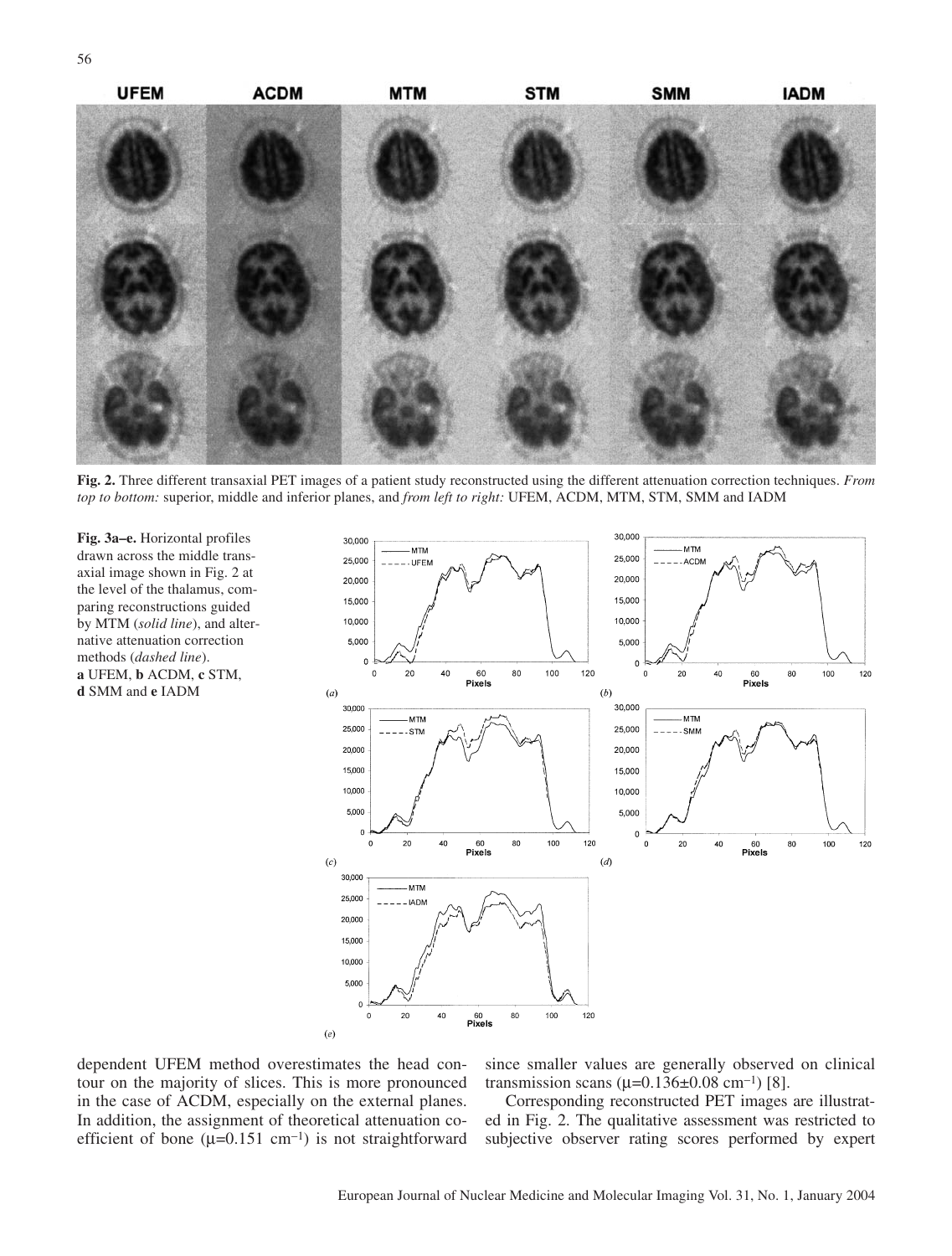**Fig. 2.** Three different transaxial PET images of a patient study reconstructed using the different attenuation correction techniques. *From top to bottom:* superior, middle and inferior planes, and *from left to right:* UFEM, ACDM, MTM, STM, SMM and IADM

**Fig. 3a–e.** Horizontal profiles drawn across the middle transaxial image shown in Fig. 2 at the level of the thalamus, comparing reconstructions guided by MTM (*solid line*), and alternative attenuation correction methods (*dashed line*). **a** UFEM, **b** ACDM, **c** STM, **d** SMM and **e** IADM

dependent UFEM method overestimates the head contour on the majority of slices. This is more pronounced in the case of ACDM, especially on the external planes. In addition, the assignment of theoretical attenuation coefficient of bone ($\mu$=0.151 cm$^{-1}$) is not straightforward since smaller values are generally observed on clinical transmission scans ($\mu$=0.136±0.08 cm$^{-1}$) [8].

Corresponding reconstructed PET images are illustrated in Fig. 2. The qualitative assessment was restricted to subjective observer rating scores performed by expert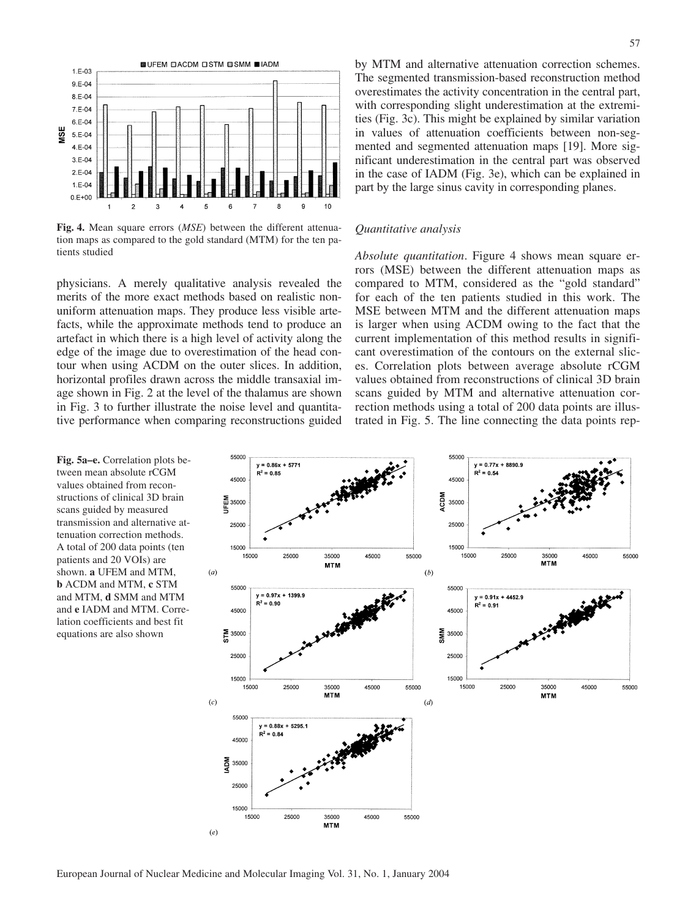**Fig. 4.** Mean square errors (*MSE*) between the different attenuation maps as compared to the gold standard (MTM) for the ten patients studied

physicians. A merely qualitative analysis revealed the merits of the more exact methods based on realistic non-uniform attenuation maps. They produce less visible artefacts, while the approximate methods tend to produce an artefact in which there is a high level of activity along the edge of the image due to overestimation of the head contour when using ACDM on the outer slices. In addition, horizontal profiles drawn across the middle transaxial image shown in Fig. 2 at the level of the thalamus are shown in Fig. 3 to further illustrate the noise level and quantitative performance when comparing reconstructions guided by MTM and alternative attenuation correction schemes. The segmented transmission-based reconstruction method overestimates the activity concentration in the central part, with corresponding slight underestimation at the extremities (Fig. 3c). This might be explained by similar variation in values of attenuation coefficients between non-segmented and segmented attenuation maps [19]. More significant underestimation in the central part was observed in the case of IADM (Fig. 3e), which can be explained in part by the large sinus cavity in corresponding planes.

### *Quantitative analysis*

*Absolute quantitation*. Figure 4 shows mean square errors (MSE) between the different attenuation maps as compared to MTM, considered as the "gold standard" for each of the ten patients studied in this work. The MSE between MTM and the different attenuation maps is larger when using ACDM owing to the fact that the current implementation of this method results in significant overestimation of the contours on the external slices. Correlation plots between average absolute rCGM values obtained from reconstructions of clinical 3D brain scans guided by MTM and alternative attenuation correction methods using a total of 200 data points are illustrated in Fig. 5. The line connecting the data points rep-

**Fig. 5a–e.** Correlation plots between mean absolute rCGM values obtained from reconstructions of clinical 3D brain scans guided by measured transmission and alternative attenuation correction methods. A total of 200 data points (ten patients and 20 VOIs) are shown. **a** UFEM and MTM, **b** ACDM and MTM, **c** STM and MTM, **d** SMM and MTM and **e** IADM and MTM. Correlation coefficients and best fit equations are also shown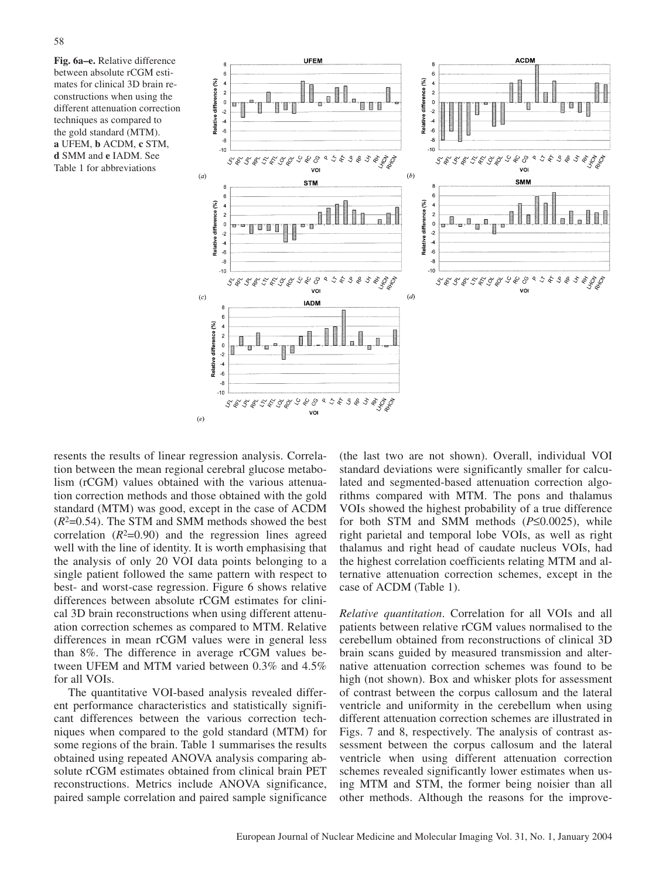**Fig. 6a–e.** Relative difference between absolute rCGM estimates for clinical 3D brain reconstructions when using the different attenuation correction techniques as compared to the gold standard (MTM). **a** UFEM, **b** ACDM, **c** STM, **d** SMM and **e** IADM. See Table 1 for abbreviations

resents the results of linear regression analysis. Correlation between the mean regional cerebral glucose metabolism (rCGM) values obtained with the various attenuation correction methods and those obtained with the gold standard (MTM) was good, except in the case of ACDM ($R^2$=0.54). The STM and SMM methods showed the best correlation ($R^2$=0.90) and the regression lines agreed well with the line of identity. It is worth emphasising that the analysis of only 20 VOI data points belonging to a single patient followed the same pattern with respect to best- and worst-case regression. Figure 6 shows relative differences between absolute rCGM estimates for clinical 3D brain reconstructions when using different attenuation correction schemes as compared to MTM. Relative differences in mean rCGM values were in general less than 8%. The difference in average rCGM values between UFEM and MTM varied between 0.3% and 4.5% for all VOIs.

The quantitative VOI-based analysis revealed different performance characteristics and statistically significant differences between the various correction techniques when compared to the gold standard (MTM) for some regions of the brain. Table 1 summarises the results obtained using repeated ANOVA analysis comparing absolute rCGM estimates obtained from clinical brain PET reconstructions. Metrics include ANOVA significance, paired sample correlation and paired sample significance (the last two are not shown). Overall, individual VOI standard deviations were significantly smaller for calculated and segmented-based attenuation correction algorithms compared with MTM. The pons and thalamus VOIs showed the highest probability of a true difference for both STM and SMM methods ($P \leq 0.0025$), while right parietal and temporal lobe VOIs, as well as right thalamus and right head of caudate nucleus VOIs, had the highest correlation coefficients relating MTM and alternative attenuation correction schemes, except in the case of ACDM (Table 1).

*Relative quantitation.* Correlation for all VOIs and all patients between relative rCGM values normalised to the cerebellum obtained from reconstructions of clinical 3D brain scans guided by measured transmission and alternative attenuation correction schemes was found to be high (not shown). Box and whisker plots for assessment of contrast between the corpus callosum and the lateral ventricle and uniformity in the cerebellum when using different attenuation correction schemes are illustrated in Figs. 7 and 8, respectively. The analysis of contrast assessment between the corpus callosum and the lateral ventricle when using different attenuation correction schemes revealed significantly lower estimates when using MTM and STM, the former being noisier than all other methods. Although the reasons for the improve-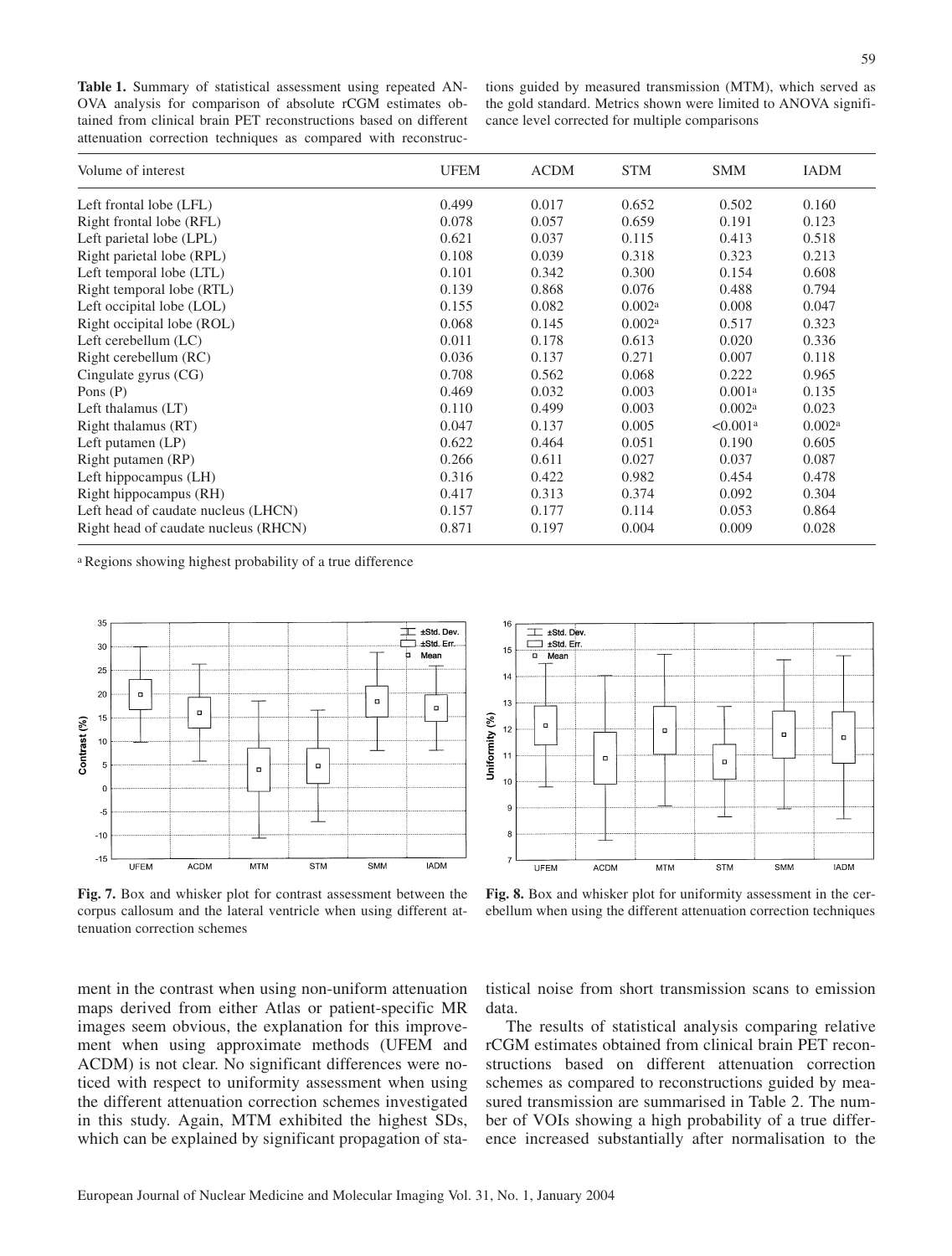**Table 1.** Summary of statistical assessment using repeated ANOVA analysis for comparison of absolute rCGM estimates obtained from clinical brain PET reconstructions based on different attenuation correction techniques as compared with reconstructions guided by measured transmission (MTM), which served as the gold standard. Metrics shown were limited to ANOVA significance level corrected for multiple comparisons

| Volume of interest | UFEM | ACDM | STM | SMM | IADM |
|---|---|---|---|---|---|
| Left frontal lobe (LFL) | 0.499 | 0.017 | 0.652 | 0.502 | 0.160 |
| Right frontal lobe (RFL) | 0.078 | 0.057 | 0.659 | 0.191 | 0.123 |
| Left parietal lobe (LPL) | 0.621 | 0.037 | 0.115 | 0.413 | 0.518 |
| Right parietal lobe (RPL) | 0.108 | 0.039 | 0.318 | 0.323 | 0.213 |
| Left temporal lobe (LTL) | 0.101 | 0.342 | 0.300 | 0.154 | 0.608 |
| Right temporal lobe (RTL) | 0.139 | 0.868 | 0.076 | 0.488 | 0.794 |
| Left occipital lobe (LOL) | 0.155 | 0.082 | 0.002[a] | 0.008 | 0.047 |
| Right occipital lobe (ROL) | 0.068 | 0.145 | 0.002[a] | 0.517 | 0.323 |
| Left cerebellum (LC) | 0.011 | 0.178 | 0.613 | 0.020 | 0.336 |
| Right cerebellum (RC) | 0.036 | 0.137 | 0.271 | 0.007 | 0.118 |
| Cingulate gyrus (CG) | 0.708 | 0.562 | 0.068 | 0.222 | 0.965 |
| Pons (P) | 0.469 | 0.032 | 0.003 | 0.001[a] | 0.135 |
| Left thalamus (LT) | 0.110 | 0.499 | 0.003 | 0.002[a] | 0.023 |
| Right thalamus (RT) | 0.047 | 0.137 | 0.005 | <0.001[a] | 0.002[a] |
| Left putamen (LP) | 0.622 | 0.464 | 0.051 | 0.190 | 0.605 |
| Right putamen (RP) | 0.266 | 0.611 | 0.027 | 0.037 | 0.087 |
| Left hippocampus (LH) | 0.316 | 0.422 | 0.982 | 0.454 | 0.478 |
| Right hippocampus (RH) | 0.417 | 0.313 | 0.374 | 0.092 | 0.304 |
| Left head of caudate nucleus (LHCN) | 0.157 | 0.177 | 0.114 | 0.053 | 0.864 |
| Right head of caudate nucleus (RHCN) | 0.871 | 0.197 | 0.004 | 0.009 | 0.028 |

[a] Regions showing highest probability of a true difference

**Fig. 7.** Box and whisker plot for contrast assessment between the corpus callosum and the lateral ventricle when using different attenuation correction schemes

**Fig. 8.** Box and whisker plot for uniformity assessment in the cerebellum when using the different attenuation correction techniques

ment in the contrast when using non-uniform attenuation maps derived from either Atlas or patient-specific MR images seem obvious, the explanation for this improvement when using approximate methods (UFEM and ACDM) is not clear. No significant differences were noticed with respect to uniformity assessment when using the different attenuation correction schemes investigated in this study. Again, MTM exhibited the highest SDs, which can be explained by significant propagation of statistical noise from short transmission scans to emission data.

The results of statistical analysis comparing relative rCGM estimates obtained from clinical brain PET reconstructions based on different attenuation correction schemes as compared to reconstructions guided by measured transmission are summarised in Table 2. The number of VOIs showing a high probability of a true difference increased substantially after normalisation to the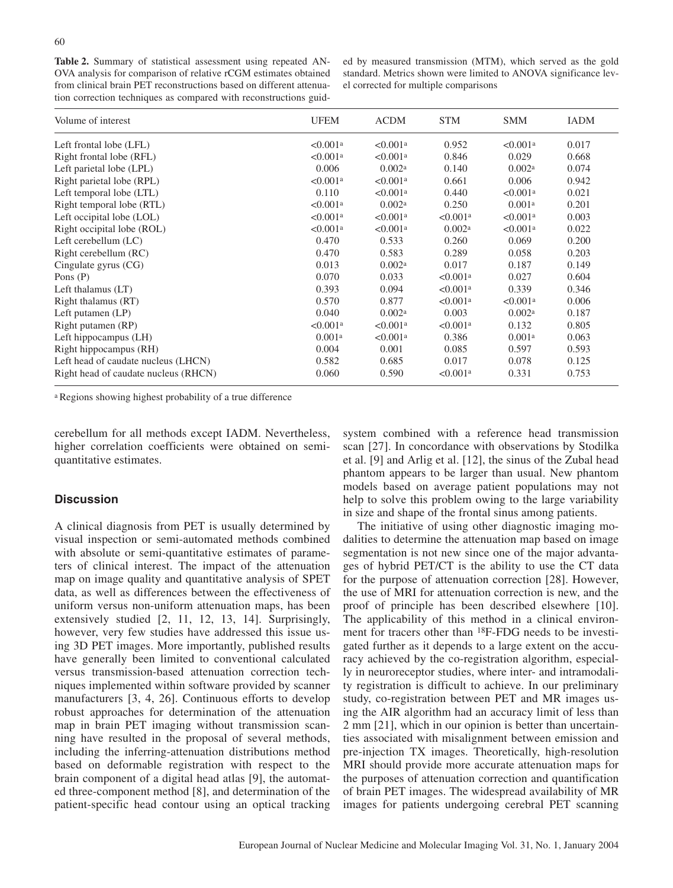**Table 2.** Summary of statistical assessment using repeated ANOVA analysis for comparison of relative rCGM estimates obtained from clinical brain PET reconstructions based on different attenuation correction techniques as compared with reconstructions guided by measured transmission (MTM), which served as the gold standard. Metrics shown were limited to ANOVA significance level corrected for multiple comparisons

| Volume of interest | UFEM | ACDM | STM | SMM | IADM |
|---|---|---|---|---|---|
| Left frontal lobe (LFL) | <0.001[a] | <0.001[a] | 0.952 | <0.001[a] | 0.017 |
| Right frontal lobe (RFL) | <0.001[a] | <0.001[a] | 0.846 | 0.029 | 0.668 |
| Left parietal lobe (LPL) | 0.006 | 0.002[a] | 0.140 | 0.002[a] | 0.074 |
| Right parietal lobe (RPL) | <0.001[a] | <0.001[a] | 0.661 | 0.006 | 0.942 |
| Left temporal lobe (LTL) | 0.110 | <0.001[a] | 0.440 | <0.001[a] | 0.021 |
| Right temporal lobe (RTL) | <0.001[a] | 0.002[a] | 0.250 | 0.001[a] | 0.201 |
| Left occipital lobe (LOL) | <0.001[a] | <0.001[a] | <0.001[a] | <0.001[a] | 0.003 |
| Right occipital lobe (ROL) | <0.001[a] | <0.001[a] | 0.002[a] | <0.001[a] | 0.022 |
| Left cerebellum (LC) | 0.470 | 0.533 | 0.260 | 0.069 | 0.200 |
| Right cerebellum (RC) | 0.470 | 0.583 | 0.289 | 0.058 | 0.203 |
| Cingulate gyrus (CG) | 0.013 | 0.002[a] | 0.017 | 0.187 | 0.149 |
| Pons (P) | 0.070 | 0.033 | <0.001[a] | 0.027 | 0.604 |
| Left thalamus (LT) | 0.393 | 0.094 | <0.001[a] | 0.339 | 0.346 |
| Right thalamus (RT) | 0.570 | 0.877 | <0.001[a] | <0.001[a] | 0.006 |
| Left putamen (LP) | 0.040 | 0.002[a] | 0.003 | 0.002[a] | 0.187 |
| Right putamen (RP) | <0.001[a] | <0.001[a] | <0.001[a] | 0.132 | 0.805 |
| Left hippocampus (LH) | 0.001[a] | <0.001[a] | 0.386 | 0.001[a] | 0.063 |
| Right hippocampus (RH) | 0.004 | 0.001 | 0.085 | 0.597 | 0.593 |
| Left head of caudate nucleus (LHCN) | 0.582 | 0.685 | 0.017 | 0.078 | 0.125 |
| Right head of caudate nucleus (RHCN) | 0.060 | 0.590 | <0.001[a] | 0.331 | 0.753 |

[a] Regions showing highest probability of a true difference

cerebellum for all methods except IADM. Nevertheless, higher correlation coefficients were obtained on semi-quantitative estimates.

## Discussion

A clinical diagnosis from PET is usually determined by visual inspection or semi-automated methods combined with absolute or semi-quantitative estimates of parameters of clinical interest. The impact of the attenuation map on image quality and quantitative analysis of SPET data, as well as differences between the effectiveness of uniform versus non-uniform attenuation maps, has been extensively studied [2, 11, 12, 13, 14]. Surprisingly, however, very few studies have addressed this issue using 3D PET images. More importantly, published results have generally been limited to conventional calculated versus transmission-based attenuation correction techniques implemented within software provided by scanner manufacturers [3, 4, 26]. Continuous efforts to develop robust approaches for determination of the attenuation map in brain PET imaging without transmission scanning have resulted in the proposal of several methods, including the inferring-attenuation distributions method based on deformable registration with respect to the brain component of a digital head atlas [9], the automated three-component method [8], and determination of the patient-specific head contour using an optical tracking system combined with a reference head transmission scan [27]. In concordance with observations by Stodilka et al. [9] and Arlig et al. [12], the sinus of the Zubal head phantom appears to be larger than usual. New phantom models based on average patient populations may not help to solve this problem owing to the large variability in size and shape of the frontal sinus among patients.

The initiative of using other diagnostic imaging modalities to determine the attenuation map based on image segmentation is not new since one of the major advantages of hybrid PET/CT is the ability to use the CT data for the purpose of attenuation correction [28]. However, the use of MRI for attenuation correction is new, and the proof of principle has been described elsewhere [10]. The applicability of this method in a clinical environment for tracers other than $^{18}$F-FDG needs to be investigated further as it depends to a large extent on the accuracy achieved by the co-registration algorithm, especially in neuroreceptor studies, where inter- and intramodality registration is difficult to achieve. In our preliminary study, co-registration between PET and MR images using the AIR algorithm had an accuracy limit of less than 2 mm [21], which in our opinion is better than uncertainties associated with misalignment between emission and pre-injection TX images. Theoretically, high-resolution MRI should provide more accurate attenuation maps for the purposes of attenuation correction and quantification of brain PET images. The widespread availability of MR images for patients undergoing cerebral PET scanning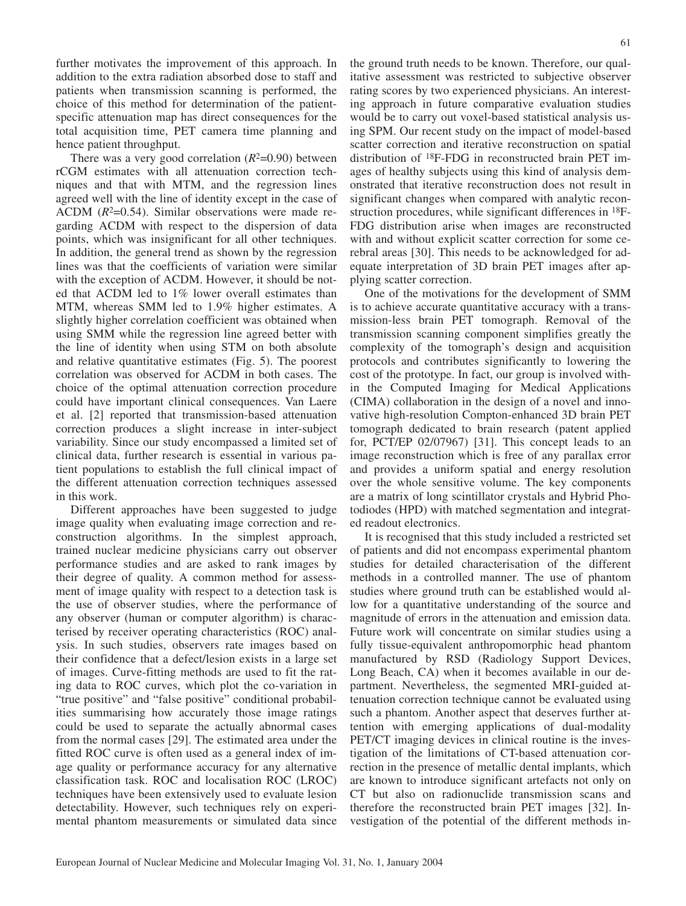further motivates the improvement of this approach. In addition to the extra radiation absorbed dose to staff and patients when transmission scanning is performed, the choice of this method for determination of the patient-specific attenuation map has direct consequences for the total acquisition time, PET camera time planning and hence patient throughput.

There was a very good correlation ($R^2$=0.90) between rCGM estimates with all attenuation correction techniques and that with MTM, and the regression lines agreed well with the line of identity except in the case of ACDM ($R^2$=0.54). Similar observations were made regarding ACDM with respect to the dispersion of data points, which was insignificant for all other techniques. In addition, the general trend as shown by the regression lines was that the coefficients of variation were similar with the exception of ACDM. However, it should be noted that ACDM led to 1% lower overall estimates than MTM, whereas SMM led to 1.9% higher estimates. A slightly higher correlation coefficient was obtained when using SMM while the regression line agreed better with the line of identity when using STM on both absolute and relative quantitative estimates (Fig. 5). The poorest correlation was observed for ACDM in both cases. The choice of the optimal attenuation correction procedure could have important clinical consequences. Van Laere et al. [2] reported that transmission-based attenuation correction produces a slight increase in inter-subject variability. Since our study encompassed a limited set of clinical data, further research is essential in various patient populations to establish the full clinical impact of the different attenuation correction techniques assessed in this work.

Different approaches have been suggested to judge image quality when evaluating image correction and reconstruction algorithms. In the simplest approach, trained nuclear medicine physicians carry out observer performance studies and are asked to rank images by their degree of quality. A common method for assessment of image quality with respect to a detection task is the use of observer studies, where the performance of any observer (human or computer algorithm) is characterised by receiver operating characteristics (ROC) analysis. In such studies, observers rate images based on their confidence that a defect/lesion exists in a large set of images. Curve-fitting methods are used to fit the rating data to ROC curves, which plot the co-variation in "true positive" and "false positive" conditional probabilities summarising how accurately those image ratings could be used to separate the actually abnormal cases from the normal cases [29]. The estimated area under the fitted ROC curve is often used as a general index of image quality or performance accuracy for any alternative classification task. ROC and localisation ROC (LROC) techniques have been extensively used to evaluate lesion detectability. However, such techniques rely on experimental phantom measurements or simulated data since the ground truth needs to be known. Therefore, our qualitative assessment was restricted to subjective observer rating scores by two experienced physicians. An interesting approach in future comparative evaluation studies would be to carry out voxel-based statistical analysis using SPM. Our recent study on the impact of model-based scatter correction and iterative reconstruction on spatial distribution of $^{18}$F-FDG in reconstructed brain PET images of healthy subjects using this kind of analysis demonstrated that iterative reconstruction does not result in significant changes when compared with analytic reconstruction procedures, while significant differences in $^{18}$F-FDG distribution arise when images are reconstructed with and without explicit scatter correction for some cerebral areas [30]. This needs to be acknowledged for adequate interpretation of 3D brain PET images after applying scatter correction.

One of the motivations for the development of SMM is to achieve accurate quantitative accuracy with a transmission-less brain PET tomograph. Removal of the transmission scanning component simplifies greatly the complexity of the tomograph's design and acquisition protocols and contributes significantly to lowering the cost of the prototype. In fact, our group is involved within the Computed Imaging for Medical Applications (CIMA) collaboration in the design of a novel and innovative high-resolution Compton-enhanced 3D brain PET tomograph dedicated to brain research (patent applied for, PCT/EP 02/07967) [31]. This concept leads to an image reconstruction which is free of any parallax error and provides a uniform spatial and energy resolution over the whole sensitive volume. The key components are a matrix of long scintillator crystals and Hybrid Photodiodes (HPD) with matched segmentation and integrated readout electronics.

It is recognised that this study included a restricted set of patients and did not encompass experimental phantom studies for detailed characterisation of the different methods in a controlled manner. The use of phantom studies where ground truth can be established would allow for a quantitative understanding of the source and magnitude of errors in the attenuation and emission data. Future work will concentrate on similar studies using a fully tissue-equivalent anthropomorphic head phantom manufactured by RSD (Radiology Support Devices, Long Beach, CA) when it becomes available in our department. Nevertheless, the segmented MRI-guided attenuation correction technique cannot be evaluated using such a phantom. Another aspect that deserves further attention with emerging applications of dual-modality PET/CT imaging devices in clinical routine is the investigation of the limitations of CT-based attenuation correction in the presence of metallic dental implants, which are known to introduce significant artefacts not only on CT but also on radionuclide transmission scans and therefore the reconstructed brain PET images [32]. Investigation of the potential of the different methods in-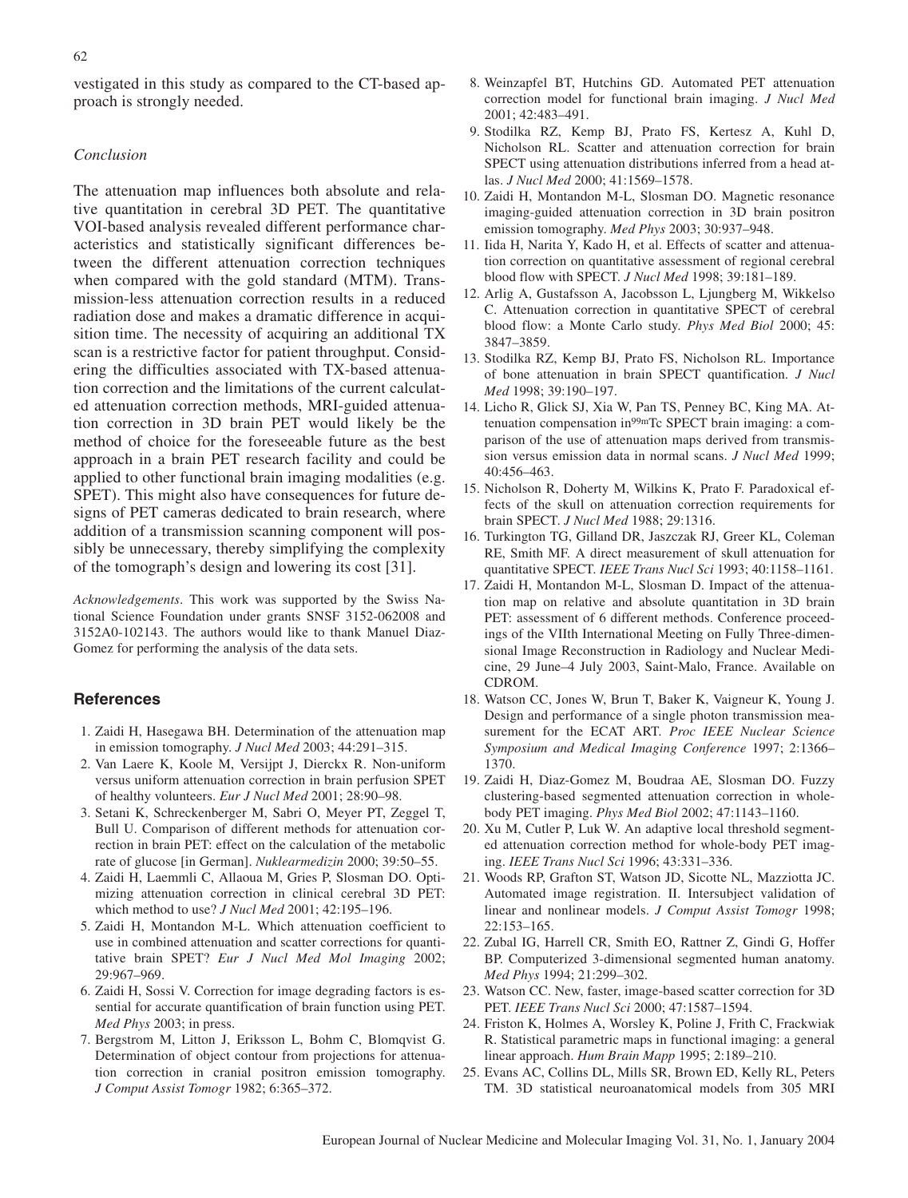vestigated in this study as compared to the CT-based approach is strongly needed.

*Conclusion*

The attenuation map influences both absolute and relative quantitation in cerebral 3D PET. The quantitative VOI-based analysis revealed different performance characteristics and statistically significant differences between the different attenuation correction techniques when compared with the gold standard (MTM). Transmission-less attenuation correction results in a reduced radiation dose and makes a dramatic difference in acquisition time. The necessity of acquiring an additional TX scan is a restrictive factor for patient throughput. Considering the difficulties associated with TX-based attenuation correction and the limitations of the current calculated attenuation correction methods, MRI-guided attenuation correction in 3D brain PET would likely be the method of choice for the foreseeable future as the best approach in a brain PET research facility and could be applied to other functional brain imaging modalities (e.g. SPET). This might also have consequences for future designs of PET cameras dedicated to brain research, where addition of a transmission scanning component will possibly be unnecessary, thereby simplifying the complexity of the tomograph's design and lowering its cost [31].

*Acknowledgements*. This work was supported by the Swiss National Science Foundation under grants SNSF 3152-062008 and 3152A0-102143. The authors would like to thank Manuel Diaz-Gomez for performing the analysis of the data sets.

## References

1. Zaidi H, Hasegawa BH. Determination of the attenuation map in emission tomography. *J Nucl Med* 2003; 44:291–315.
2. Van Laere K, Koole M, Versijpt J, Dierckx R. Non-uniform versus uniform attenuation correction in brain perfusion SPET of healthy volunteers. *Eur J Nucl Med* 2001; 28:90–98.
3. Setani K, Schreckenberger M, Sabri O, Meyer PT, Zeggel T, Bull U. Comparison of different methods for attenuation correction in brain PET: effect on the calculation of the metabolic rate of glucose [in German]. *Nuklearmedizin* 2000; 39:50–55.
4. Zaidi H, Laemmli C, Allaoua M, Gries P, Slosman DO. Optimizing attenuation correction in clinical cerebral 3D PET: which method to use? *J Nucl Med* 2001; 42:195–196.
5. Zaidi H, Montandon M-L. Which attenuation coefficient to use in combined attenuation and scatter corrections for quantitative brain SPET? *Eur J Nucl Med Mol Imaging* 2002; 29:967–969.
6. Zaidi H, Sossi V. Correction for image degrading factors is essential for accurate quantification of brain function using PET. *Med Phys* 2003; in press.
7. Bergstrom M, Litton J, Eriksson L, Bohm C, Blomqvist G. Determination of object contour from projections for attenuation correction in cranial positron emission tomography. *J Comput Assist Tomogr* 1982; 6:365–372.
8. Weinzapfel BT, Hutchins GD. Automated PET attenuation correction model for functional brain imaging. *J Nucl Med* 2001; 42:483–491.
9. Stodilka RZ, Kemp BJ, Prato FS, Kertesz A, Kuhl D, Nicholson RL. Scatter and attenuation correction for brain SPECT using attenuation distributions inferred from a head atlas. *J Nucl Med* 2000; 41:1569–1578.
10. Zaidi H, Montandon M-L, Slosman DO. Magnetic resonance imaging-guided attenuation correction in 3D brain positron emission tomography. *Med Phys* 2003; 30:937–948.
11. Iida H, Narita Y, Kado H, et al. Effects of scatter and attenuation correction on quantitative assessment of regional cerebral blood flow with SPECT. *J Nucl Med* 1998; 39:181–189.
12. Arlig A, Gustafsson A, Jacobsson L, Ljungberg M, Wikkelso C. Attenuation correction in quantitative SPECT of cerebral blood flow: a Monte Carlo study. *Phys Med Biol* 2000; 45: 3847–3859.
13. Stodilka RZ, Kemp BJ, Prato FS, Nicholson RL. Importance of bone attenuation in brain SPECT quantification. *J Nucl Med* 1998; 39:190–197.
14. Licho R, Glick SJ, Xia W, Pan TS, Penney BC, King MA. Attenuation compensation in $^{99m}$Tc SPECT brain imaging: a comparison of the use of attenuation maps derived from transmission versus emission data in normal scans. *J Nucl Med* 1999; 40:456–463.
15. Nicholson R, Doherty M, Wilkins K, Prato F. Paradoxical effects of the skull on attenuation correction requirements for brain SPECT. *J Nucl Med* 1988; 29:1316.
16. Turkington TG, Gilland DR, Jaszczak RJ, Greer KL, Coleman RE, Smith MF. A direct measurement of skull attenuation for quantitative SPECT. *IEEE Trans Nucl Sci* 1993; 40:1158–1161.
17. Zaidi H, Montandon M-L, Slosman D. Impact of the attenuation map on relative and absolute quantitation in 3D brain PET: assessment of 6 different methods. Conference proceedings of the VIIth International Meeting on Fully Three-dimensional Image Reconstruction in Radiology and Nuclear Medicine, 29 June–4 July 2003, Saint-Malo, France. Available on CDROM.
18. Watson CC, Jones W, Brun T, Baker K, Vaigneur K, Young J. Design and performance of a single photon transmission measurement for the ECAT ART. *Proc IEEE Nuclear Science Symposium and Medical Imaging Conference* 1997; 2:1366–1370.
19. Zaidi H, Diaz-Gomez M, Boudraa AE, Slosman DO. Fuzzy clustering-based segmented attenuation correction in whole-body PET imaging. *Phys Med Biol* 2002; 47:1143–1160.
20. Xu M, Cutler P, Luk W. An adaptive local threshold segmented attenuation correction method for whole-body PET imaging. *IEEE Trans Nucl Sci* 1996; 43:331–336.
21. Woods RP, Grafton ST, Watson JD, Sicotte NL, Mazziotta JC. Automated image registration. II. Intersubject validation of linear and nonlinear models. *J Comput Assist Tomogr* 1998; 22:153–165.
22. Zubal IG, Harrell CR, Smith EO, Rattner Z, Gindi G, Hoffer BP. Computerized 3-dimensional segmented human anatomy. *Med Phys* 1994; 21:299–302.
23. Watson CC. New, faster, image-based scatter correction for 3D PET. *IEEE Trans Nucl Sci* 2000; 47:1587–1594.
24. Friston K, Holmes A, Worsley K, Poline J, Frith C, Frackwiak R. Statistical parametric maps in functional imaging: a general linear approach. *Hum Brain Mapp* 1995; 2:189–210.
25. Evans AC, Collins DL, Mills SR, Brown ED, Kelly RL, Peters TM. 3D statistical neuroanatomical models from 305 MRI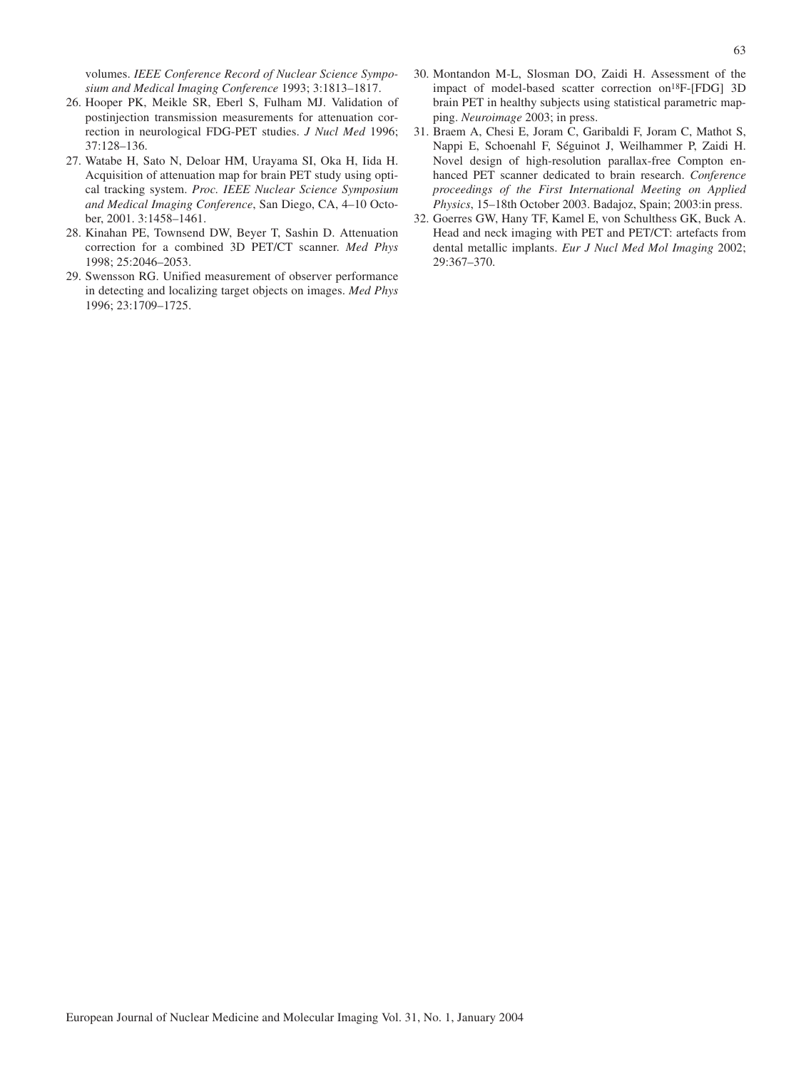volumes. *IEEE Conference Record of Nuclear Science Symposium and Medical Imaging Conference* 1993; 3:1813–1817.

26. Hooper PK, Meikle SR, Eberl S, Fulham MJ. Validation of postinjection transmission measurements for attenuation correction in neurological FDG-PET studies. *J Nucl Med* 1996; 37:128–136.
27. Watabe H, Sato N, Deloar HM, Urayama SI, Oka H, Iida H. Acquisition of attenuation map for brain PET study using optical tracking system. *Proc. IEEE Nuclear Science Symposium and Medical Imaging Conference*, San Diego, CA, 4–10 October, 2001. 3:1458–1461.
28. Kinahan PE, Townsend DW, Beyer T, Sashin D. Attenuation correction for a combined 3D PET/CT scanner. *Med Phys* 1998; 25:2046–2053.
29. Swensson RG. Unified measurement of observer performance in detecting and localizing target objects on images. *Med Phys* 1996; 23:1709–1725.
30. Montandon M-L, Slosman DO, Zaidi H. Assessment of the impact of model-based scatter correction on $^{18}$F-[FDG] 3D brain PET in healthy subjects using statistical parametric mapping. *Neuroimage* 2003; in press.
31. Braem A, Chesi E, Joram C, Garibaldi F, Joram C, Mathot S, Nappi E, Schoenahl F, Séguinot J, Weilhammer P, Zaidi H. Novel design of high-resolution parallax-free Compton enhanced PET scanner dedicated to brain research. *Conference proceedings of the First International Meeting on Applied Physics*, 15–18th October 2003. Badajoz, Spain; 2003:in press.
32. Goerres GW, Hany TF, Kamel E, von Schulthess GK, Buck A. Head and neck imaging with PET and PET/CT: artefacts from dental metallic implants. *Eur J Nucl Med Mol Imaging* 2002; 29:367–370.